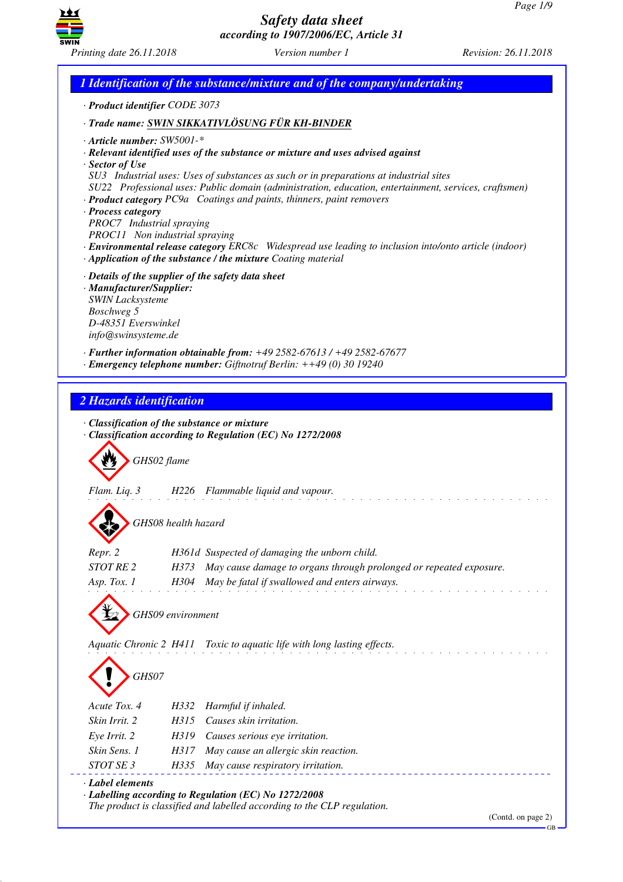# Safety data sheet
## according to 1907/2006/EC, Article 31

*Printing date 26.11.2018* *Version number 1* *Revision: 26.11.2018*

## 1 Identification of the substance/mixture and of the company/undertaking

· **Product identifier** CODE 3073

· **Trade name: SWIN SIKKATIVLÖSUNG FÜR KH-BINDER**

· **Article number:** SW5001-*
· **Relevant identified uses of the substance or mixture and uses advised against**
· **Sector of Use**
SU3 Industrial uses: Uses of substances as such or in preparations at industrial sites
SU22 Professional uses: Public domain (administration, education, entertainment, services, craftsmen)
· **Product category** PC9a Coatings and paints, thinners, paint removers
· **Process category**
PROC7 Industrial spraying
PROC11 Non industrial spraying
· **Environmental release category** ERC8c Widespread use leading to inclusion into/onto article (indoor)
· **Application of the substance / the mixture** Coating material

· **Details of the supplier of the safety data sheet**
· **Manufacturer/Supplier:**
SWIN Lacksysteme
Boschweg 5
D-48351 Everswinkel
info@swinsysteme.de

· **Further information obtainable from:** +49 2582-67613 / +49 2582-67677
· **Emergency telephone number:** Giftnotruf Berlin: ++49 (0) 30 19240

## 2 Hazards identification

· **Classification of the substance or mixture**
· **Classification according to Regulation (EC) No 1272/2008**

GHS02 flame

Flam. Liq. 3 H226 Flammable liquid and vapour.

GHS08 health hazard

Repr. 2 H361d Suspected of damaging the unborn child.
STOT RE 2 H373 May cause damage to organs through prolonged or repeated exposure.
Asp. Tox. 1 H304 May be fatal if swallowed and enters airways.

GHS09 environment

Aquatic Chronic 2 H411 Toxic to aquatic life with long lasting effects.

GHS07

Acute Tox. 4 H332 Harmful if inhaled.
Skin Irrit. 2 H315 Causes skin irritation.
Eye Irrit. 2 H319 Causes serious eye irritation.
Skin Sens. 1 H317 May cause an allergic skin reaction.
STOT SE 3 H335 May cause respiratory irritation.

· **Label elements**
· **Labelling according to Regulation (EC) No 1272/2008**
The product is classified and labelled according to the CLP regulation.

(Contd. on page 2)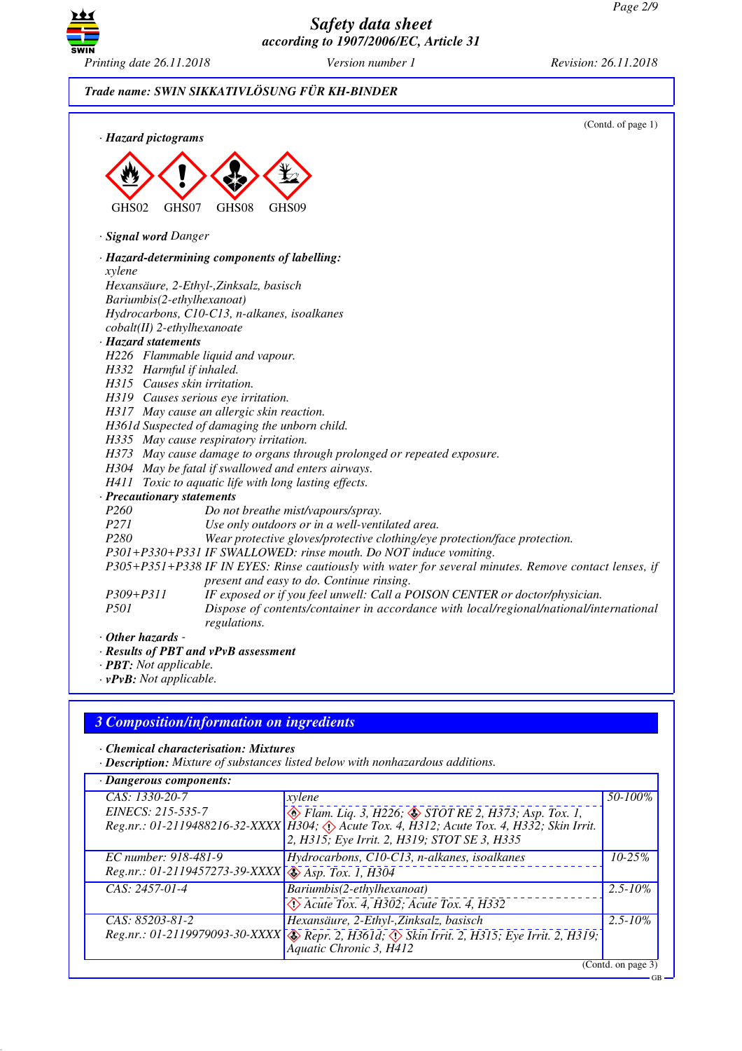**Trade name: SWIN SIKKATIVLÖSUNG FÜR KH-BINDER**

(Contd. of page 1)

· **Hazard pictograms**

GHS02 GHS07 GHS08 GHS09

· **Signal word** Danger

· **Hazard-determining components of labelling:**
xylene
Hexansäure, 2-Ethyl-,Zinksalz, basisch
Bariumbis(2-ethylhexanoat)
Hydrocarbons, C10-C13, n-alkanes, isoalkanes
cobalt(II) 2-ethylhexanoate

· **Hazard statements**
H226 Flammable liquid and vapour.
H332 Harmful if inhaled.
H315 Causes skin irritation.
H319 Causes serious eye irritation.
H317 May cause an allergic skin reaction.
H361d Suspected of damaging the unborn child.
H335 May cause respiratory irritation.
H373 May cause damage to organs through prolonged or repeated exposure.
H304 May be fatal if swallowed and enters airways.
H411 Toxic to aquatic life with long lasting effects.

· **Precautionary statements**
P260 Do not breathe mist/vapours/spray.
P271 Use only outdoors or in a well-ventilated area.
P280 Wear protective gloves/protective clothing/eye protection/face protection.
P301+P330+P331 IF SWALLOWED: rinse mouth. Do NOT induce vomiting.
P305+P351+P338 IF IN EYES: Rinse cautiously with water for several minutes. Remove contact lenses, if present and easy to do. Continue rinsing.
P309+P311 IF exposed or if you feel unwell: Call a POISON CENTER or doctor/physician.
P501 Dispose of contents/container in accordance with local/regional/national/international regulations.

· **Other hazards** -
· **Results of PBT and vPvB assessment**
· **PBT:** Not applicable.
· **vPvB:** Not applicable.

## 3 Composition/information on ingredients

· **Chemical characterisation: Mixtures**
· **Description:** Mixture of substances listed below with nonhazardous additions.

· **Dangerous components:**

| Identifiers | Name / Classification | Content |
|---|---|---|
| CAS: 1330-20-7<br>EINECS: 215-535-7<br>Reg.nr.: 01-2119488216-32-XXXX | xylene<br>Flam. Liq. 3, H226; STOT RE 2, H373; Asp. Tox. 1, H304; Acute Tox. 4, H312; Acute Tox. 4, H332; Skin Irrit. 2, H315; Eye Irrit. 2, H319; STOT SE 3, H335 | 50-100% |
| EC number: 918-481-9<br>Reg.nr.: 01-2119457273-39-XXXX | Hydrocarbons, C10-C13, n-alkanes, isoalkanes<br>Asp. Tox. 1, H304 | 10-25% |
| CAS: 2457-01-4 | Bariumbis(2-ethylhexanoat)<br>Acute Tox. 4, H302; Acute Tox. 4, H332 | 2.5-10% |
| CAS: 85203-81-2<br>Reg.nr.: 01-2119979093-30-XXXX | Hexansäure, 2-Ethyl-,Zinksalz, basisch<br>Repr. 2, H361d; Skin Irrit. 2, H315; Eye Irrit. 2, H319; Aquatic Chronic 3, H412 | 2.5-10% |

(Contd. on page 3)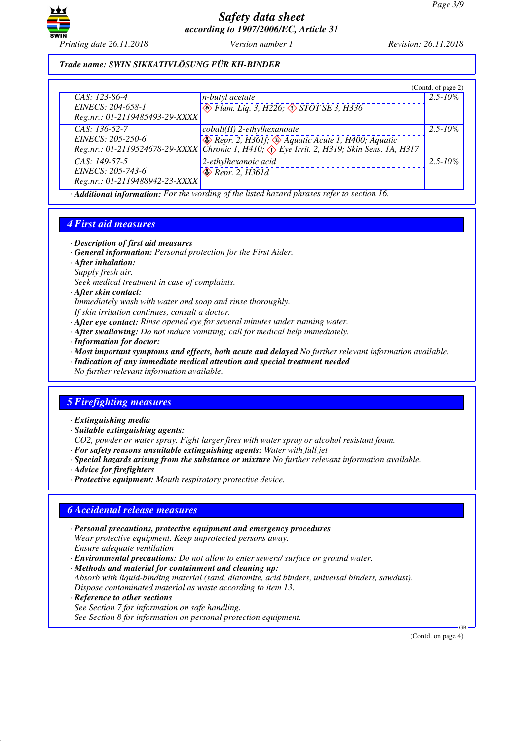**Trade name: SWIN SIKKATIVLÖSUNG FÜR KH-BINDER**

(Contd. of page 2)

| | | |
|---|---|---|
| CAS: 123-86-4<br>EINECS: 204-658-1<br>Reg.nr.: 01-2119485493-29-XXXX | n-butyl acetate<br>Flam. Liq. 3, H226; STOT SE 3, H336 | 2.5-10% |
| CAS: 136-52-7<br>EINECS: 205-250-6<br>Reg.nr.: 01-2119524678-29-XXXX | cobalt(II) 2-ethylhexanoate<br>Repr. 2, H361f; Aquatic Acute 1, H400; Aquatic Chronic 1, H410; Eye Irrit. 2, H319; Skin Sens. 1A, H317 | 2.5-10% |
| CAS: 149-57-5<br>EINECS: 205-743-6<br>Reg.nr.: 01-2119488942-23-XXXX | 2-ethylhexanoic acid<br>Repr. 2, H361d | 2.5-10% |

· **Additional information:** For the wording of the listed hazard phrases refer to section 16.

## 4 First aid measures

· **Description of first aid measures**
· **General information:** Personal protection for the First Aider.
· **After inhalation:**
Supply fresh air.
Seek medical treatment in case of complaints.
· **After skin contact:**
Immediately wash with water and soap and rinse thoroughly.
If skin irritation continues, consult a doctor.
· **After eye contact:** Rinse opened eye for several minutes under running water.
· **After swallowing:** Do not induce vomiting; call for medical help immediately.
· **Information for doctor:**
· **Most important symptoms and effects, both acute and delayed** No further relevant information available.
· **Indication of any immediate medical attention and special treatment needed**
No further relevant information available.

## 5 Firefighting measures

· **Extinguishing media**
· **Suitable extinguishing agents:**
CO2, powder or water spray. Fight larger fires with water spray or alcohol resistant foam.
· **For safety reasons unsuitable extinguishing agents:** Water with full jet
· **Special hazards arising from the substance or mixture** No further relevant information available.
· **Advice for firefighters**
· **Protective equipment:** Mouth respiratory protective device.

## 6 Accidental release measures

· **Personal precautions, protective equipment and emergency procedures**
Wear protective equipment. Keep unprotected persons away.
Ensure adequate ventilation
· **Environmental precautions:** Do not allow to enter sewers/ surface or ground water.
· **Methods and material for containment and cleaning up:**
Absorb with liquid-binding material (sand, diatomite, acid binders, universal binders, sawdust).
Dispose contaminated material as waste according to item 13.
· **Reference to other sections**
See Section 7 for information on safe handling.
See Section 8 for information on personal protection equipment.

(Contd. on page 4)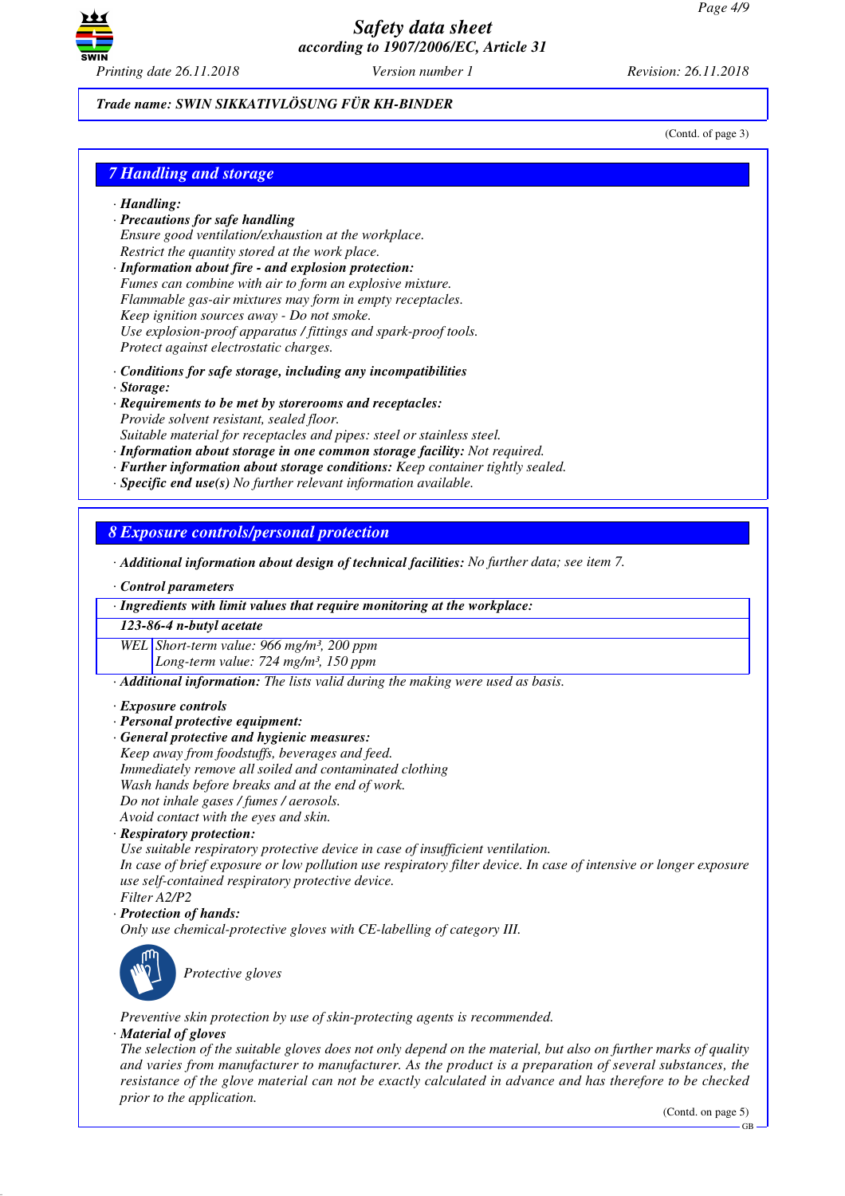*Trade name: SWIN SIKKATIVLÖSUNG FÜR KH-BINDER*

(Contd. of page 3)

## 7 Handling and storage

· **Handling:**
· **Precautions for safe handling**
Ensure good ventilation/exhaustion at the workplace.
Restrict the quantity stored at the work place.
· **Information about fire - and explosion protection:**
Fumes can combine with air to form an explosive mixture.
Flammable gas-air mixtures may form in empty receptacles.
Keep ignition sources away - Do not smoke.
Use explosion-proof apparatus / fittings and spark-proof tools.
Protect against electrostatic charges.

· **Conditions for safe storage, including any incompatibilities**
· **Storage:**
· **Requirements to be met by storerooms and receptacles:**
Provide solvent resistant, sealed floor.
Suitable material for receptacles and pipes: steel or stainless steel.
· **Information about storage in one common storage facility:** Not required.
· **Further information about storage conditions:** Keep container tightly sealed.
· **Specific end use(s)** No further relevant information available.

## 8 Exposure controls/personal protection

· **Additional information about design of technical facilities:** No further data; see item 7.

· **Control parameters**

| · **Ingredients with limit values that require monitoring at the workplace:** | |
|---|---|
| **123-86-4 n-butyl acetate** | |
| WEL | Short-term value: 966 mg/m³, 200 ppm<br>Long-term value: 724 mg/m³, 150 ppm |

· **Additional information:** The lists valid during the making were used as basis.

· **Exposure controls**
· **Personal protective equipment:**
· **General protective and hygienic measures:**
Keep away from foodstuffs, beverages and feed.
Immediately remove all soiled and contaminated clothing
Wash hands before breaks and at the end of work.
Do not inhale gases / fumes / aerosols.
Avoid contact with the eyes and skin.
· **Respiratory protection:**
Use suitable respiratory protective device in case of insufficient ventilation.
In case of brief exposure or low pollution use respiratory filter device. In case of intensive or longer exposure use self-contained respiratory protective device.
Filter A2/P2
· **Protection of hands:**
Only use chemical-protective gloves with CE-labelling of category III.

Protective gloves

Preventive skin protection by use of skin-protecting agents is recommended.
· **Material of gloves**
The selection of the suitable gloves does not only depend on the material, but also on further marks of quality and varies from manufacturer to manufacturer. As the product is a preparation of several substances, the resistance of the glove material can not be exactly calculated in advance and has therefore to be checked prior to the application.

(Contd. on page 5)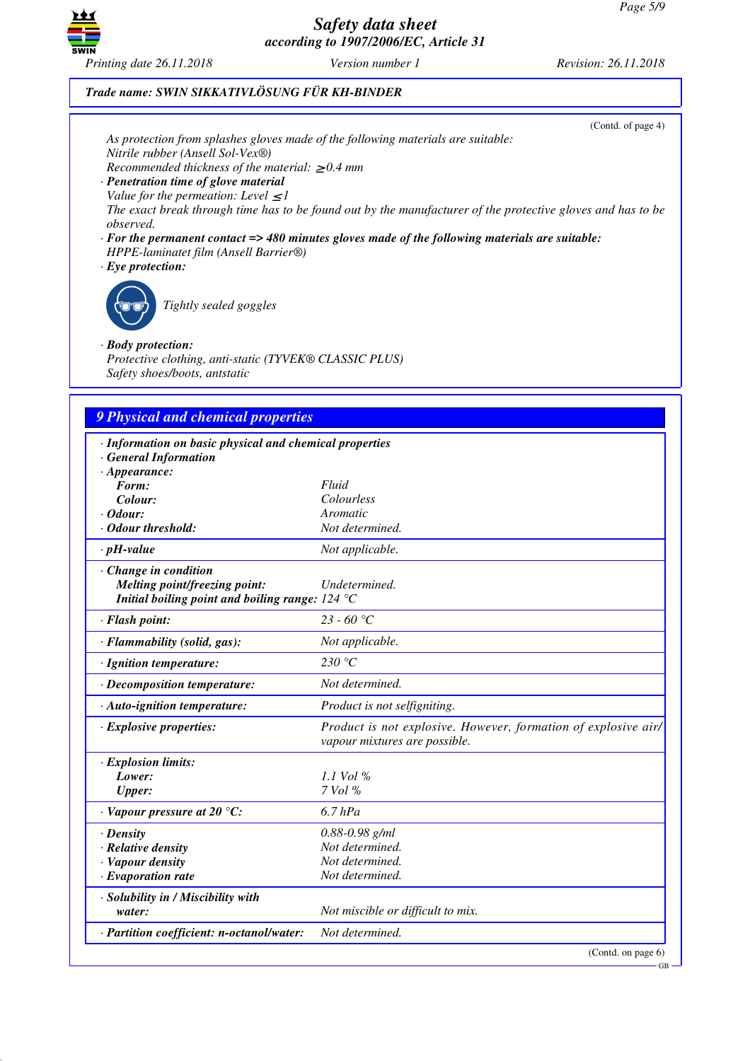Trade name: SWIN SIKKATIVLÖSUNG FÜR KH-BINDER

(Contd. of page 4)

As protection from splashes gloves made of the following materials are suitable:
Nitrile rubber (Ansell Sol-Vex®)
Recommended thickness of the material: ≥0.4 mm

· **Penetration time of glove material**
Value for the permeation: Level ≤1
The exact break through time has to be found out by the manufacturer of the protective gloves and has to be observed.

· **For the permanent contact => 480 minutes gloves made of the following materials are suitable:**
HPPE-laminatet film (Ansell Barrier®)

· **Eye protection:**

Tightly sealed goggles

· **Body protection:**
Protective clothing, anti-static (TYVEK® CLASSIC PLUS)
Safety shoes/boots, antstatic

## 9 Physical and chemical properties

| | |
|---|---|
| · **Information on basic physical and chemical properties** | |
| · **General Information** | |
| · **Appearance:** | |
| **Form:** | Fluid |
| **Colour:** | Colourless |
| · **Odour:** | Aromatic |
| · **Odour threshold:** | Not determined. |
| · **pH-value** | Not applicable. |
| · **Change in condition** | |
| **Melting point/freezing point:** | Undetermined. |
| **Initial boiling point and boiling range:** | 124 °C |
| · **Flash point:** | 23 - 60 °C |
| · **Flammability (solid, gas):** | Not applicable. |
| · **Ignition temperature:** | 230 °C |
| · **Decomposition temperature:** | Not determined. |
| · **Auto-ignition temperature:** | Product is not selfigniting. |
| · **Explosive properties:** | Product is not explosive. However, formation of explosive air/vapour mixtures are possible. |
| · **Explosion limits:** | |
| **Lower:** | 1.1 Vol % |
| **Upper:** | 7 Vol % |
| · **Vapour pressure at 20 °C:** | 6.7 hPa |
| · **Density** | 0.88-0.98 g/ml |
| · **Relative density** | Not determined. |
| · **Vapour density** | Not determined. |
| · **Evaporation rate** | Not determined. |
| · **Solubility in / Miscibility with water:** | Not miscible or difficult to mix. |
| · **Partition coefficient: n-octanol/water:** | Not determined. |

(Contd. on page 6)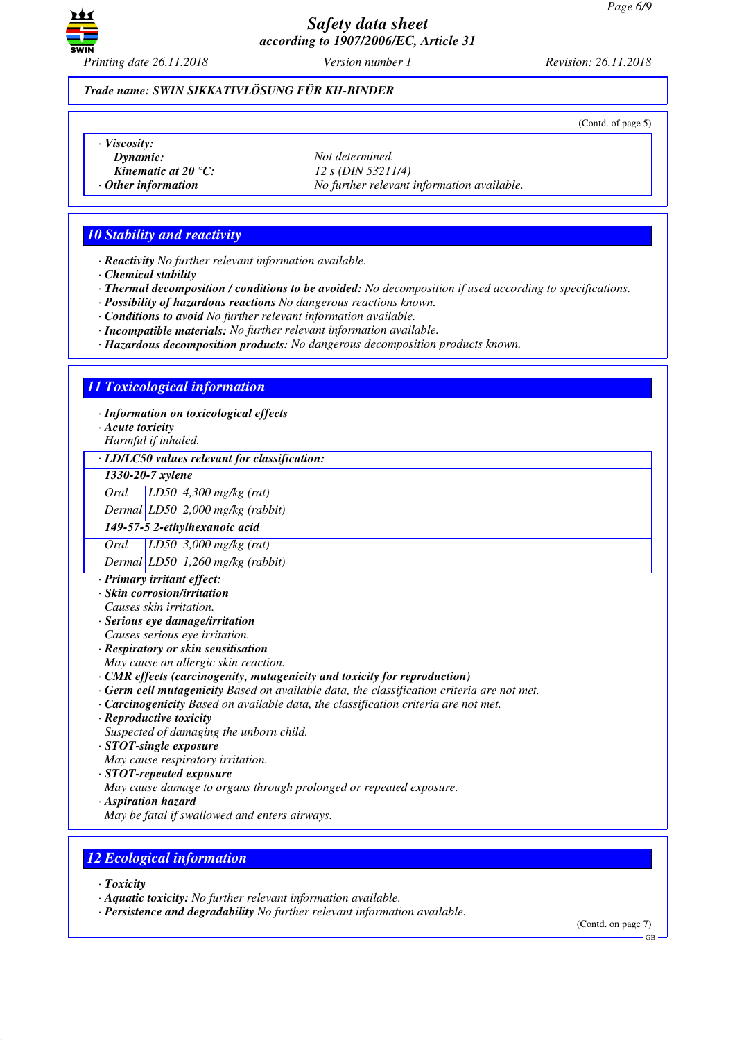*Trade name: SWIN SIKKATIVLÖSUNG FÜR KH-BINDER*

(Contd. of page 5)

· ***Viscosity:***
  ***Dynamic:*** *Not determined.*
  ***Kinematic at 20 °C:*** *12 s (DIN 53211/4)*
· ***Other information*** *No further relevant information available.*

## 10 Stability and reactivity

· ***Reactivity*** *No further relevant information available.*
· ***Chemical stability***
· ***Thermal decomposition / conditions to be avoided:*** *No decomposition if used according to specifications.*
· ***Possibility of hazardous reactions*** *No dangerous reactions known.*
· ***Conditions to avoid*** *No further relevant information available.*
· ***Incompatible materials:*** *No further relevant information available.*
· ***Hazardous decomposition products:*** *No dangerous decomposition products known.*

## 11 Toxicological information

· ***Information on toxicological effects***
· ***Acute toxicity***
*Harmful if inhaled.*

| · ***LD/LC50 values relevant for classification:*** | | |
|---|---|---|
| ***1330-20-7 xylene*** | | |
| *Oral* | *LD50* | *4,300 mg/kg (rat)* |
| *Dermal* | *LD50* | *2,000 mg/kg (rabbit)* |
| ***149-57-5 2-ethylhexanoic acid*** | | |
| *Oral* | *LD50* | *3,000 mg/kg (rat)* |
| *Dermal* | *LD50* | *1,260 mg/kg (rabbit)* |

· ***Primary irritant effect:***
· ***Skin corrosion/irritation***
*Causes skin irritation.*
· ***Serious eye damage/irritation***
*Causes serious eye irritation.*
· ***Respiratory or skin sensitisation***
*May cause an allergic skin reaction.*
· ***CMR effects (carcinogenity, mutagenicity and toxicity for reproduction)***
· ***Germ cell mutagenicity*** *Based on available data, the classification criteria are not met.*
· ***Carcinogenicity*** *Based on available data, the classification criteria are not met.*
· ***Reproductive toxicity***
*Suspected of damaging the unborn child.*
· ***STOT-single exposure***
*May cause respiratory irritation.*
· ***STOT-repeated exposure***
*May cause damage to organs through prolonged or repeated exposure.*
· ***Aspiration hazard***
*May be fatal if swallowed and enters airways.*

## 12 Ecological information

· ***Toxicity***
· ***Aquatic toxicity:*** *No further relevant information available.*
· ***Persistence and degradability*** *No further relevant information available.*

(Contd. on page 7)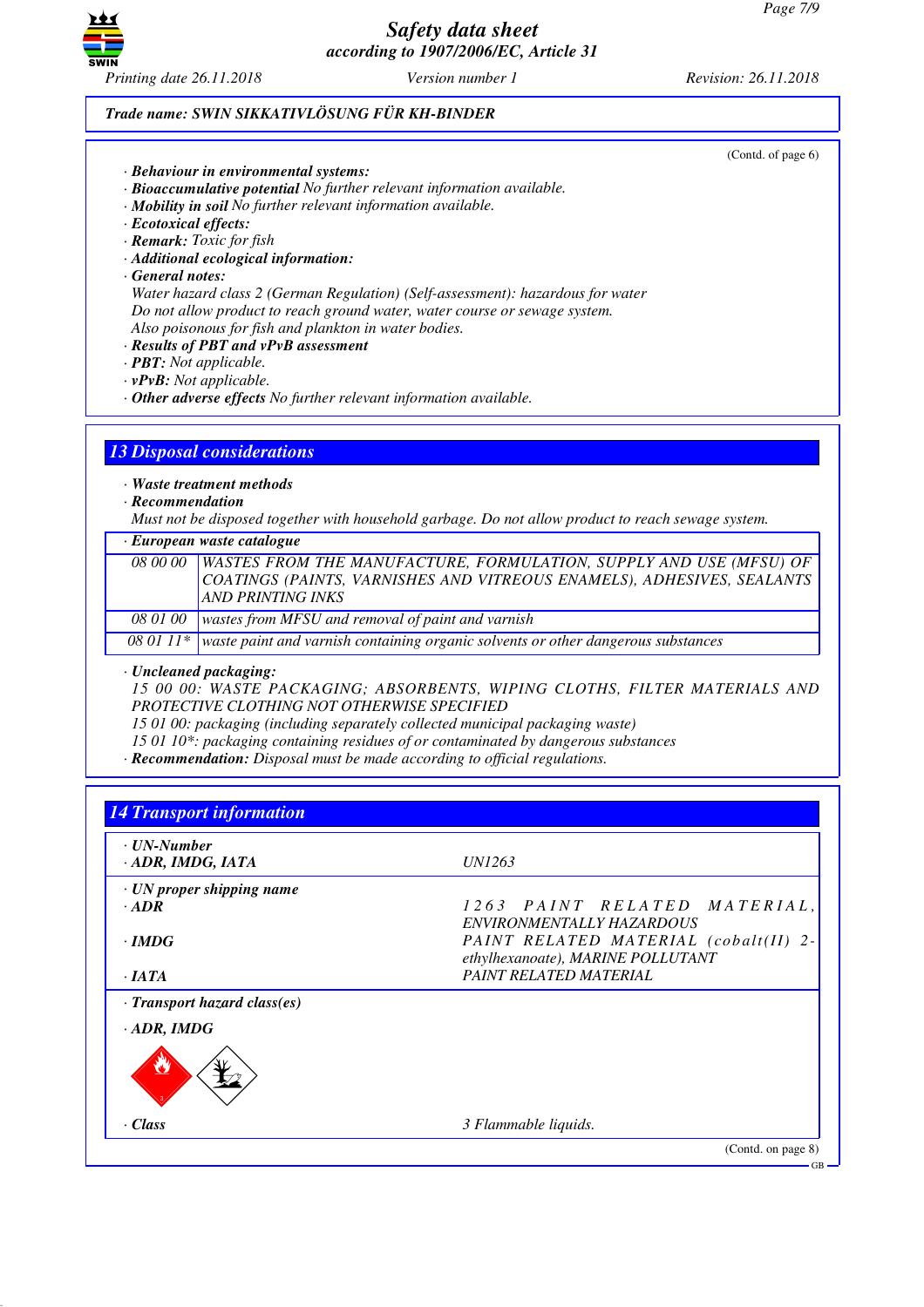Trade name: SWIN SIKKATIVLÖSUNG FÜR KH-BINDER

(Contd. of page 6)

· **Behaviour in environmental systems:**
· **Bioaccumulative potential** No further relevant information available.
· **Mobility in soil** No further relevant information available.
· **Ecotoxical effects:**
· **Remark:** Toxic for fish
· **Additional ecological information:**
· **General notes:**
Water hazard class 2 (German Regulation) (Self-assessment): hazardous for water
Do not allow product to reach ground water, water course or sewage system.
Also poisonous for fish and plankton in water bodies.
· **Results of PBT and vPvB assessment**
· **PBT:** Not applicable.
· **vPvB:** Not applicable.
· **Other adverse effects** No further relevant information available.

## 13 Disposal considerations

· **Waste treatment methods**
· **Recommendation**
Must not be disposed together with household garbage. Do not allow product to reach sewage system.

· **European waste catalogue**

| | |
|---|---|
| 08 00 00 | WASTES FROM THE MANUFACTURE, FORMULATION, SUPPLY AND USE (MFSU) OF COATINGS (PAINTS, VARNISHES AND VITREOUS ENAMELS), ADHESIVES, SEALANTS AND PRINTING INKS |
| 08 01 00 | wastes from MFSU and removal of paint and varnish |
| 08 01 11* | waste paint and varnish containing organic solvents or other dangerous substances |

· **Uncleaned packaging:**
15 00 00: WASTE PACKAGING; ABSORBENTS, WIPING CLOTHS, FILTER MATERIALS AND PROTECTIVE CLOTHING NOT OTHERWISE SPECIFIED
15 01 00: packaging (including separately collected municipal packaging waste)
15 01 10*: packaging containing residues of or contaminated by dangerous substances
· **Recommendation:** Disposal must be made according to official regulations.

## 14 Transport information

| | |
|---|---|
| · **UN-Number**<br>· **ADR, IMDG, IATA** | UN1263 |
| · **UN proper shipping name**<br>· **ADR** | 1263 PAINT RELATED MATERIAL, ENVIRONMENTALLY HAZARDOUS |
| · **IMDG** | PAINT RELATED MATERIAL (cobalt(II) 2-ethylhexanoate), MARINE POLLUTANT |
| · **IATA** | PAINT RELATED MATERIAL |
| · **Transport hazard class(es)** | |
| · **ADR, IMDG** | |
| · **Class** | 3 Flammable liquids. |

(Contd. on page 8)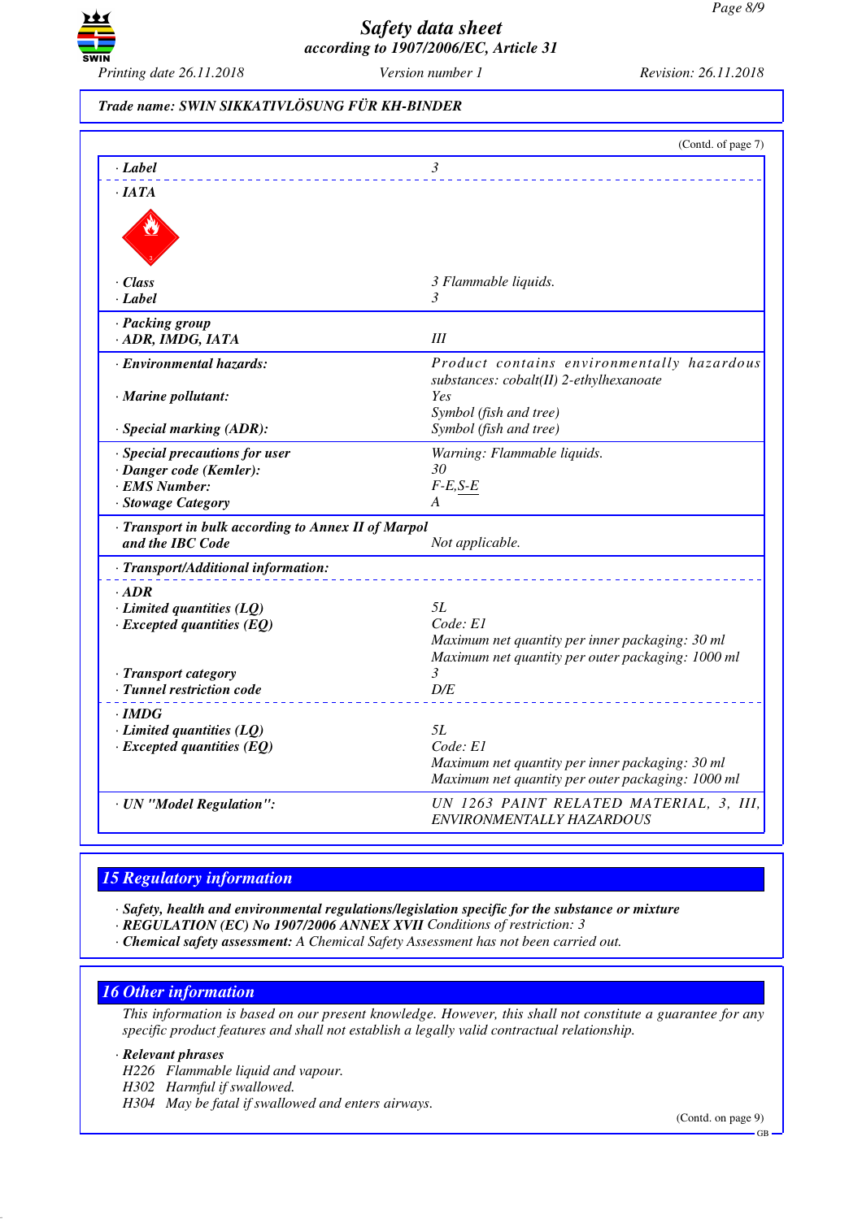**Trade name: SWIN SIKKATIVLÖSUNG FÜR KH-BINDER**

(Contd. of page 7)

| | |
|---|---|
| · **Label** | 3 |
| · **IATA** | |
| · **Class** | 3 Flammable liquids. |
| · **Label** | 3 |
| · **Packing group** | |
| · **ADR, IMDG, IATA** | III |
| · **Environmental hazards:** | Product contains environmentally hazardous substances: cobalt(II) 2-ethylhexanoate |
| · **Marine pollutant:** | Yes |
| | Symbol (fish and tree) |
| · **Special marking (ADR):** | Symbol (fish and tree) |
| · **Special precautions for user** | Warning: Flammable liquids. |
| · **Danger code (Kemler):** | 30 |
| · **EMS Number:** | F-E,S-E |
| · **Stowage Category** | A |
| · **Transport in bulk according to Annex II of Marpol and the IBC Code** | Not applicable. |
| · **Transport/Additional information:** | |
| · **ADR** | |
| · **Limited quantities (LQ)** | 5L |
| · **Excepted quantities (EQ)** | Code: E1<br>Maximum net quantity per inner packaging: 30 ml<br>Maximum net quantity per outer packaging: 1000 ml |
| · **Transport category** | 3 |
| · **Tunnel restriction code** | D/E |
| · **IMDG** | |
| · **Limited quantities (LQ)** | 5L |
| · **Excepted quantities (EQ)** | Code: E1<br>Maximum net quantity per inner packaging: 30 ml<br>Maximum net quantity per outer packaging: 1000 ml |
| · **UN "Model Regulation":** | UN 1263 PAINT RELATED MATERIAL, 3, III, ENVIRONMENTALLY HAZARDOUS |

## 15 Regulatory information

· **Safety, health and environmental regulations/legislation specific for the substance or mixture**
· **REGULATION (EC) No 1907/2006 ANNEX XVII** Conditions of restriction: 3
· **Chemical safety assessment:** A Chemical Safety Assessment has not been carried out.

## 16 Other information

This information is based on our present knowledge. However, this shall not constitute a guarantee for any specific product features and shall not establish a legally valid contractual relationship.

· **Relevant phrases**
H226 Flammable liquid and vapour.
H302 Harmful if swallowed.
H304 May be fatal if swallowed and enters airways.

(Contd. on page 9)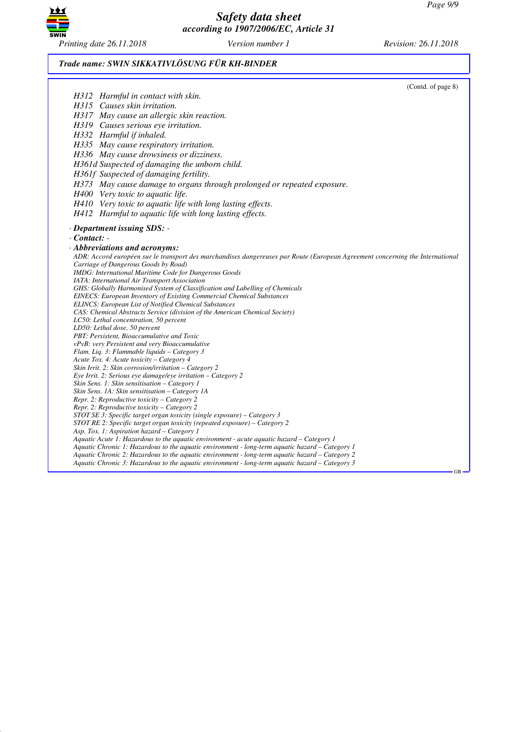*Trade name: SWIN SIKKATIVLÖSUNG FÜR KH-BINDER*

(Contd. of page 8)

- H312 Harmful in contact with skin.
- H315 Causes skin irritation.
- H317 May cause an allergic skin reaction.
- H319 Causes serious eye irritation.
- H332 Harmful if inhaled.
- H335 May cause respiratory irritation.
- H336 May cause drowsiness or dizziness.
- H361d Suspected of damaging the unborn child.
- H361f Suspected of damaging fertility.
- H373 May cause damage to organs through prolonged or repeated exposure.
- H400 Very toxic to aquatic life.
- H410 Very toxic to aquatic life with long lasting effects.
- H412 Harmful to aquatic life with long lasting effects.

· **Department issuing SDS:** -

· **Contact:** -

· **Abbreviations and acronyms:**

ADR: Accord européen sur le transport des marchandises dangereuses par Route (European Agreement concerning the International Carriage of Dangerous Goods by Road)
IMDG: International Maritime Code for Dangerous Goods
IATA: International Air Transport Association
GHS: Globally Harmonised System of Classification and Labelling of Chemicals
EINECS: European Inventory of Existing Commercial Chemical Substances
ELINCS: European List of Notified Chemical Substances
CAS: Chemical Abstracts Service (division of the American Chemical Society)
LC50: Lethal concentration, 50 percent
LD50: Lethal dose, 50 percent
PBT: Persistent, Bioaccumulative and Toxic
vPvB: very Persistent and very Bioaccumulative
Flam. Liq. 3: Flammable liquids – Category 3
Acute Tox. 4: Acute toxicity – Category 4
Skin Irrit. 2: Skin corrosion/irritation – Category 2
Eye Irrit. 2: Serious eye damage/eye irritation – Category 2
Skin Sens. 1: Skin sensitisation – Category 1
Skin Sens. 1A: Skin sensitisation – Category 1A
Repr. 2: Reproductive toxicity – Category 2
Repr. 2: Reproductive toxicity – Category 2
STOT SE 3: Specific target organ toxicity (single exposure) – Category 3
STOT RE 2: Specific target organ toxicity (repeated exposure) – Category 2
Asp. Tox. 1: Aspiration hazard – Category 1
Aquatic Acute 1: Hazardous to the aquatic environment - acute aquatic hazard – Category 1
Aquatic Chronic 1: Hazardous to the aquatic environment - long-term aquatic hazard – Category 1
Aquatic Chronic 2: Hazardous to the aquatic environment - long-term aquatic hazard – Category 2
Aquatic Chronic 3: Hazardous to the aquatic environment - long-term aquatic hazard – Category 3